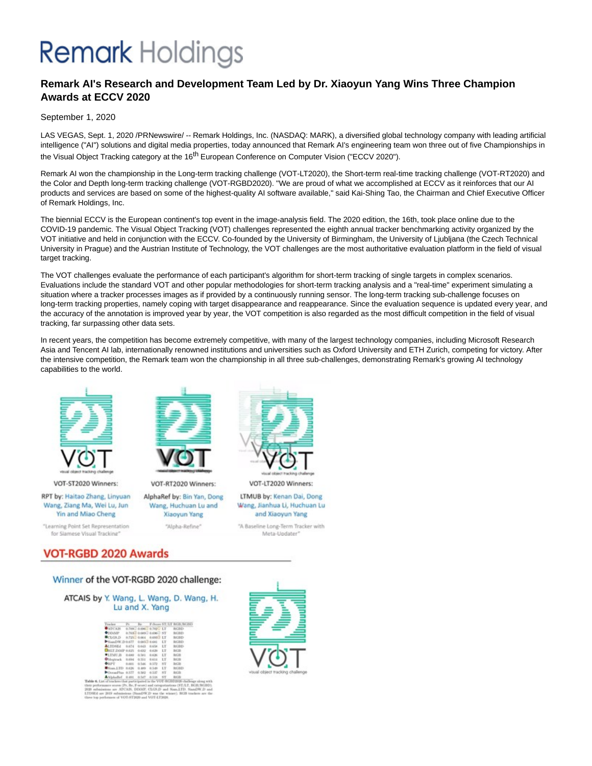# Remark Holdings

## Remark AI's Research and Development Team Led by Dr. Xiaoyun Yang Wins Three Champion Awards at ECCV 2020

September 1, 2020

LAS VEGAS, Sept. 1, 2020 /PRNewswire/ -- Remark Holdings, Inc. (NASDAQ: MARK), a diversified global technology company with leading artificial intelligence ("AI") solutions and digital media properties, today announced that Remark AI's engineering team won three out of five Championships in the Visual Object Tracking category at the 16th European Conference on Computer Vision ("ECCV 2020").

Remark AI won the championship in the Long-term tracking challenge (VOT-LT2020), the Short-term real-time tracking challenge (VOT-RT2020) and the Color and Depth long-term tracking challenge (VOT-RGBD2020). "We are proud of what we accomplished at ECCV as it reinforces that our AI products and services are based on some of the highest-quality AI software available," said Kai-Shing Tao, the Chairman and Chief Executive Officer of Remark Holdings, Inc.

The biennial ECCV is the European continent's top event in the image-analysis field. The 2020 edition, the 16th, took place online due to the COVID-19 pandemic. The Visual Object Tracking (VOT) challenges represented the eighth annual tracker benchmarking activity organized by the VOT initiative and held in conjunction with the ECCV. Co-founded by the University of Birmingham, the University of Ljubljana (the Czech Technical University in Prague) and the Austrian Institute of Technology, the VOT challenges are the most authoritative evaluation platform in the field of visual target tracking.

The VOT challenges evaluate the performance of each participant's algorithm for short-term tracking of single targets in complex scenarios. Evaluations include the standard VOT and other popular methodologies for short-term tracking analysis and a "real-time" experiment simulating a situation where a tracker processes images as if provided by a continuously running sensor. The long-term tracking sub-challenge focuses on long-term tracking properties, namely coping with target disappearance and reappearance. Since the evaluation sequence is updated every year, and the accuracy of the annotation is improved year by year, the VOT competition is also regarded as the most difficult competition in the field of visual tracking, far surpassing other data sets.

In recent years, the competition has become extremely competitive, with many of the largest technology companies, including Microsoft Research Asia and Tencent AI lab, internationally renowned institutions and universities such as Oxford University and ETH Zurich, competing for victory. After the intensive competition, the Remark team won the championship in all three sub-challenges, demonstrating Remark's growing AI technology capabilities to the world.

VOT-ST2020 Winners:
RPT by: Haitao Zhang, Linyuan Wang, Ziang Ma, Wei Lu, Jun Yin and Miao Cheng
"Learning Point Set Representation for Siamese Visual Tracking"

VOT-RT2020 Winners:
AlphaRef by: Bin Yan, Dong Wang, Huchuan Lu and Xiaoyun Yang
"Alpha-Refine"

VOT-LT2020 Winners:
LTMUB by: Kenan Dai, Dong Wang, Jianhua Li, Huchuan Lu and Xiaoyun Yang
"A Baseline Long-Term Tracker with Meta-Updater"

VOT-RGBD 2020 Awards

Winner of the VOT-RGBD 2020 challenge:

ATCAIS by Y. Wang, L. Wang, D. Wang, H. Lu and X. Yang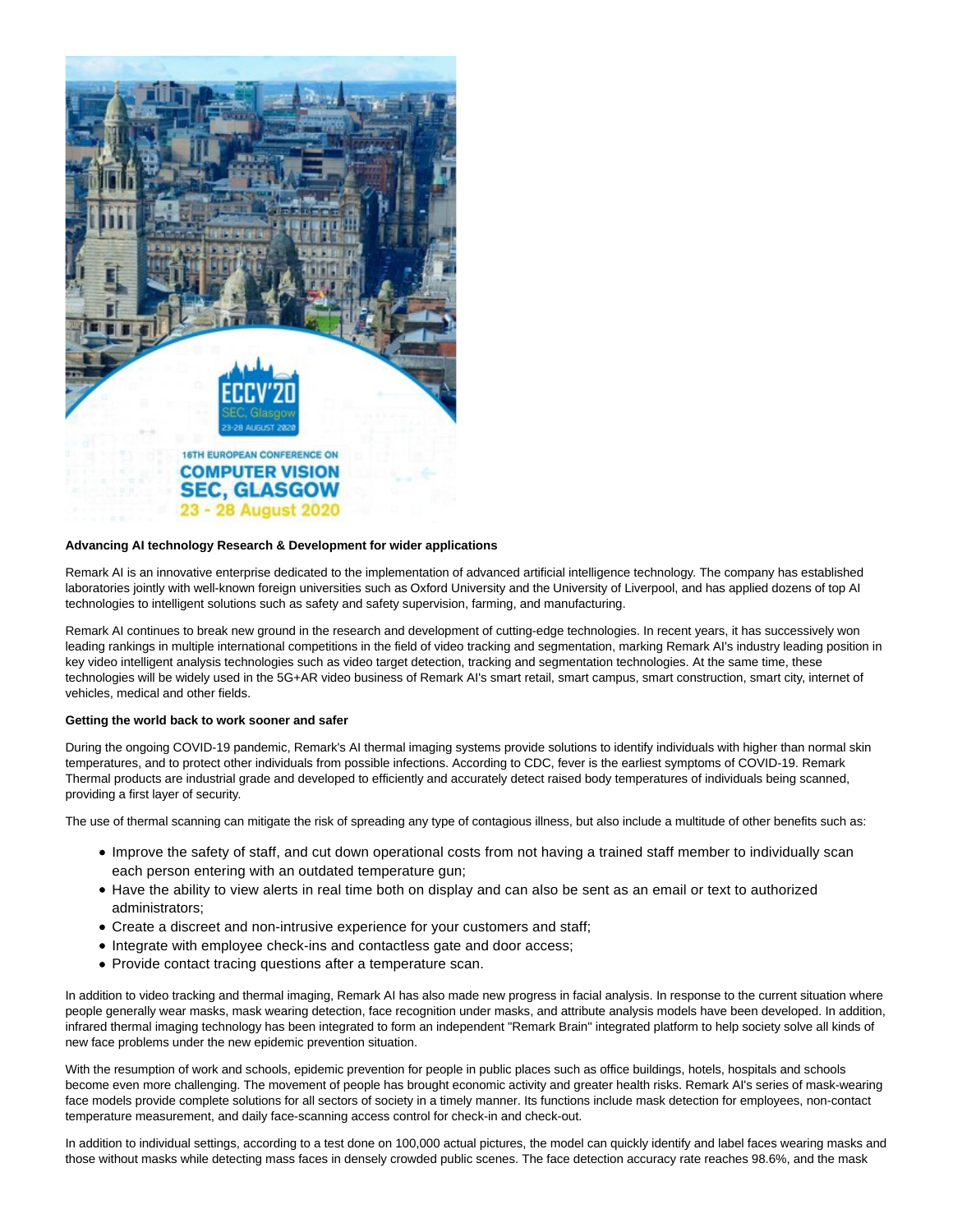**Advancing AI technology Research & Development for wider applications**

Remark AI is an innovative enterprise dedicated to the implementation of advanced artificial intelligence technology. The company has established laboratories jointly with well-known foreign universities such as Oxford University and the University of Liverpool, and has applied dozens of top AI technologies to intelligent solutions such as safety and safety supervision, farming, and manufacturing.

Remark AI continues to break new ground in the research and development of cutting-edge technologies. In recent years, it has successively won leading rankings in multiple international competitions in the field of video tracking and segmentation, marking Remark AI's industry leading position in key video intelligent analysis technologies such as video target detection, tracking and segmentation technologies. At the same time, these technologies will be widely used in the 5G+AR video business of Remark AI's smart retail, smart campus, smart construction, smart city, internet of vehicles, medical and other fields.

**Getting the world back to work sooner and safer**

During the ongoing COVID-19 pandemic, Remark's AI thermal imaging systems provide solutions to identify individuals with higher than normal skin temperatures, and to protect other individuals from possible infections. According to CDC, fever is the earliest symptoms of COVID-19. Remark Thermal products are industrial grade and developed to efficiently and accurately detect raised body temperatures of individuals being scanned, providing a first layer of security.

The use of thermal scanning can mitigate the risk of spreading any type of contagious illness, but also include a multitude of other benefits such as:

- Improve the safety of staff, and cut down operational costs from not having a trained staff member to individually scan each person entering with an outdated temperature gun;
- Have the ability to view alerts in real time both on display and can also be sent as an email or text to authorized administrators;
- Create a discreet and non-intrusive experience for your customers and staff;
- Integrate with employee check-ins and contactless gate and door access;
- Provide contact tracing questions after a temperature scan.

In addition to video tracking and thermal imaging, Remark AI has also made new progress in facial analysis. In response to the current situation where people generally wear masks, mask wearing detection, face recognition under masks, and attribute analysis models have been developed. In addition, infrared thermal imaging technology has been integrated to form an independent "Remark Brain" integrated platform to help society solve all kinds of new face problems under the new epidemic prevention situation.

With the resumption of work and schools, epidemic prevention for people in public places such as office buildings, hotels, hospitals and schools become even more challenging. The movement of people has brought economic activity and greater health risks. Remark AI's series of mask-wearing face models provide complete solutions for all sectors of society in a timely manner. Its functions include mask detection for employees, non-contact temperature measurement, and daily face-scanning access control for check-in and check-out.

In addition to individual settings, according to a test done on 100,000 actual pictures, the model can quickly identify and label faces wearing masks and those without masks while detecting mass faces in densely crowded public scenes. The face detection accuracy rate reaches 98.6%, and the mask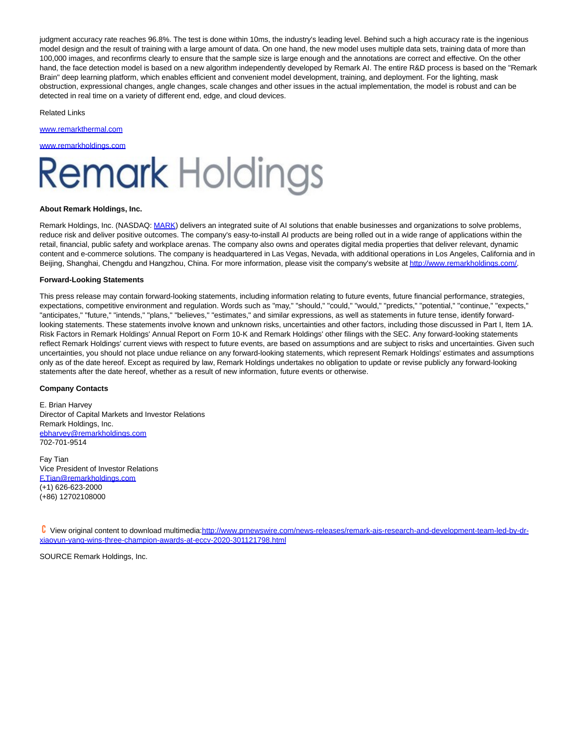judgment accuracy rate reaches 96.8%. The test is done within 10ms, the industry's leading level. Behind such a high accuracy rate is the ingenious model design and the result of training with a large amount of data. On one hand, the new model uses multiple data sets, training data of more than 100,000 images, and reconfirms clearly to ensure that the sample size is large enough and the annotations are correct and effective. On the other hand, the face detection model is based on a new algorithm independently developed by Remark AI. The entire R&D process is based on the "Remark Brain" deep learning platform, which enables efficient and convenient model development, training, and deployment. For the lighting, mask obstruction, expressional changes, angle changes, scale changes and other issues in the actual implementation, the model is robust and can be detected in real time on a variety of different end, edge, and cloud devices.

Related Links

www.remarkthermal.com

www.remarkholdings.com

Remark Holdings

**About Remark Holdings, Inc.**

Remark Holdings, Inc. (NASDAQ: MARK) delivers an integrated suite of AI solutions that enable businesses and organizations to solve problems, reduce risk and deliver positive outcomes. The company's easy-to-install AI products are being rolled out in a wide range of applications within the retail, financial, public safety and workplace arenas. The company also owns and operates digital media properties that deliver relevant, dynamic content and e-commerce solutions. The company is headquartered in Las Vegas, Nevada, with additional operations in Los Angeles, California and in Beijing, Shanghai, Chengdu and Hangzhou, China. For more information, please visit the company's website at http://www.remarkholdings.com/.

**Forward-Looking Statements**

This press release may contain forward-looking statements, including information relating to future events, future financial performance, strategies, expectations, competitive environment and regulation. Words such as "may," "should," "could," "would," "predicts," "potential," "continue," "expects," "anticipates," "future," "intends," "plans," "believes," "estimates," and similar expressions, as well as statements in future tense, identify forward-looking statements. These statements involve known and unknown risks, uncertainties and other factors, including those discussed in Part I, Item 1A. Risk Factors in Remark Holdings' Annual Report on Form 10-K and Remark Holdings' other filings with the SEC. Any forward-looking statements reflect Remark Holdings' current views with respect to future events, are based on assumptions and are subject to risks and uncertainties. Given such uncertainties, you should not place undue reliance on any forward-looking statements, which represent Remark Holdings' estimates and assumptions only as of the date hereof. Except as required by law, Remark Holdings undertakes no obligation to update or revise publicly any forward-looking statements after the date hereof, whether as a result of new information, future events or otherwise.

**Company Contacts**

E. Brian Harvey
Director of Capital Markets and Investor Relations
Remark Holdings, Inc.
ebharvey@remarkholdings.com
702-701-9514

Fay Tian
Vice President of Investor Relations
F.Tian@remarkholdings.com
(+1) 626-623-2000
(+86) 12702108000

View original content to download multimedia:http://www.prnewswire.com/news-releases/remark-ais-research-and-development-team-led-by-dr-xiaoyun-yang-wins-three-champion-awards-at-eccv-2020-301121798.html

SOURCE Remark Holdings, Inc.